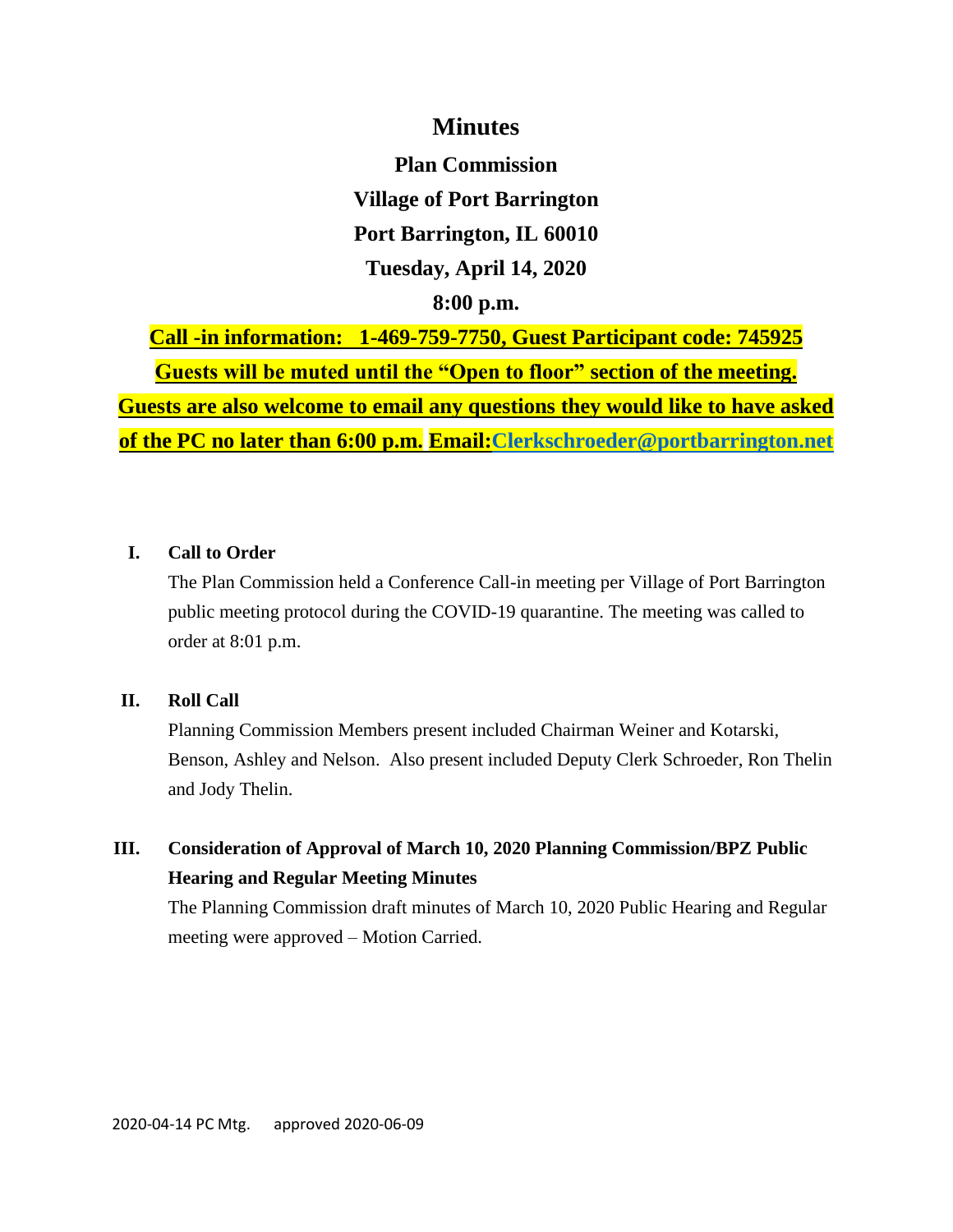# Minutes

**Plan Commission**

**Village of Port Barrington**

**Port Barrington, IL 60010**

**Tuesday, April 14, 2020**

**8:00 p.m.**

**Call -in information: 1-469-759-7750, Guest Participant code: 745925**

**Guests will be muted until the "Open to floor" section of the meeting.**

**Guests are also welcome to email any questions they would like to have asked of the PC no later than 6:00 p.m. Email:Clerkschroeder@portbarrington.net**

**I. Call to Order**

The Plan Commission held a Conference Call-in meeting per Village of Port Barrington public meeting protocol during the COVID-19 quarantine. The meeting was called to order at 8:01 p.m.

**II. Roll Call**

Planning Commission Members present included Chairman Weiner and Kotarski, Benson, Ashley and Nelson. Also present included Deputy Clerk Schroeder, Ron Thelin and Jody Thelin.

**III. Consideration of Approval of March 10, 2020 Planning Commission/BPZ Public Hearing and Regular Meeting Minutes**

The Planning Commission draft minutes of March 10, 2020 Public Hearing and Regular meeting were approved – Motion Carried.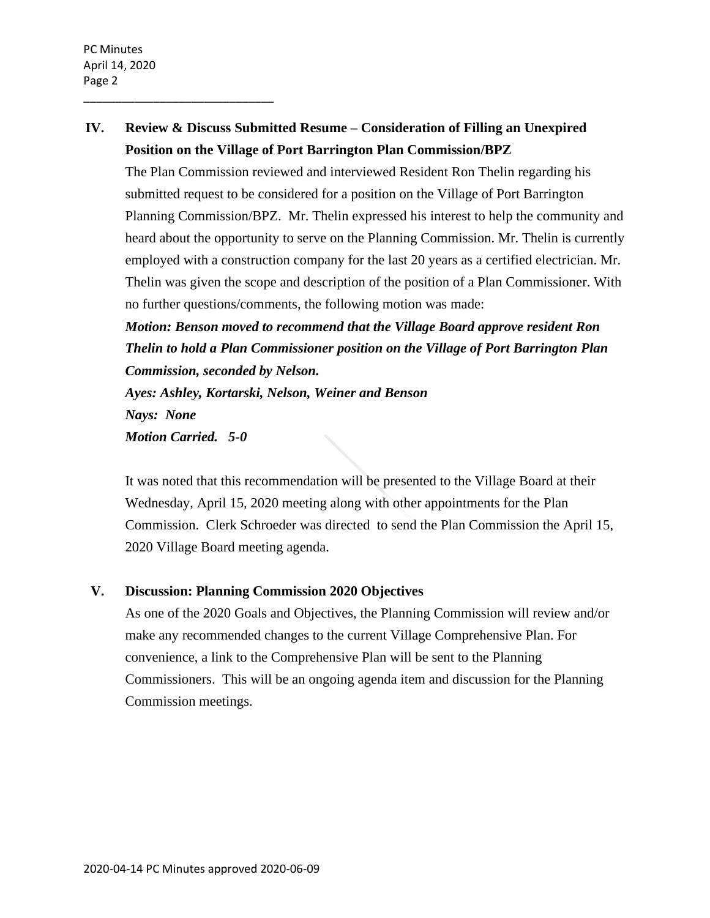## IV. Review & Discuss Submitted Resume – Consideration of Filling an Unexpired Position on the Village of Port Barrington Plan Commission/BPZ

The Plan Commission reviewed and interviewed Resident Ron Thelin regarding his submitted request to be considered for a position on the Village of Port Barrington Planning Commission/BPZ. Mr. Thelin expressed his interest to help the community and heard about the opportunity to serve on the Planning Commission. Mr. Thelin is currently employed with a construction company for the last 20 years as a certified electrician. Mr. Thelin was given the scope and description of the position of a Plan Commissioner. With no further questions/comments, the following motion was made:

***Motion: Benson moved to recommend that the Village Board approve resident Ron Thelin to hold a Plan Commissioner position on the Village of Port Barrington Plan Commission, seconded by Nelson.***
***Ayes: Ashley, Kortarski, Nelson, Weiner and Benson***
***Nays: None***
***Motion Carried. 5-0***

It was noted that this recommendation will be presented to the Village Board at their Wednesday, April 15, 2020 meeting along with other appointments for the Plan Commission. Clerk Schroeder was directed to send the Plan Commission the April 15, 2020 Village Board meeting agenda.

## V. Discussion: Planning Commission 2020 Objectives

As one of the 2020 Goals and Objectives, the Planning Commission will review and/or make any recommended changes to the current Village Comprehensive Plan. For convenience, a link to the Comprehensive Plan will be sent to the Planning Commissioners. This will be an ongoing agenda item and discussion for the Planning Commission meetings.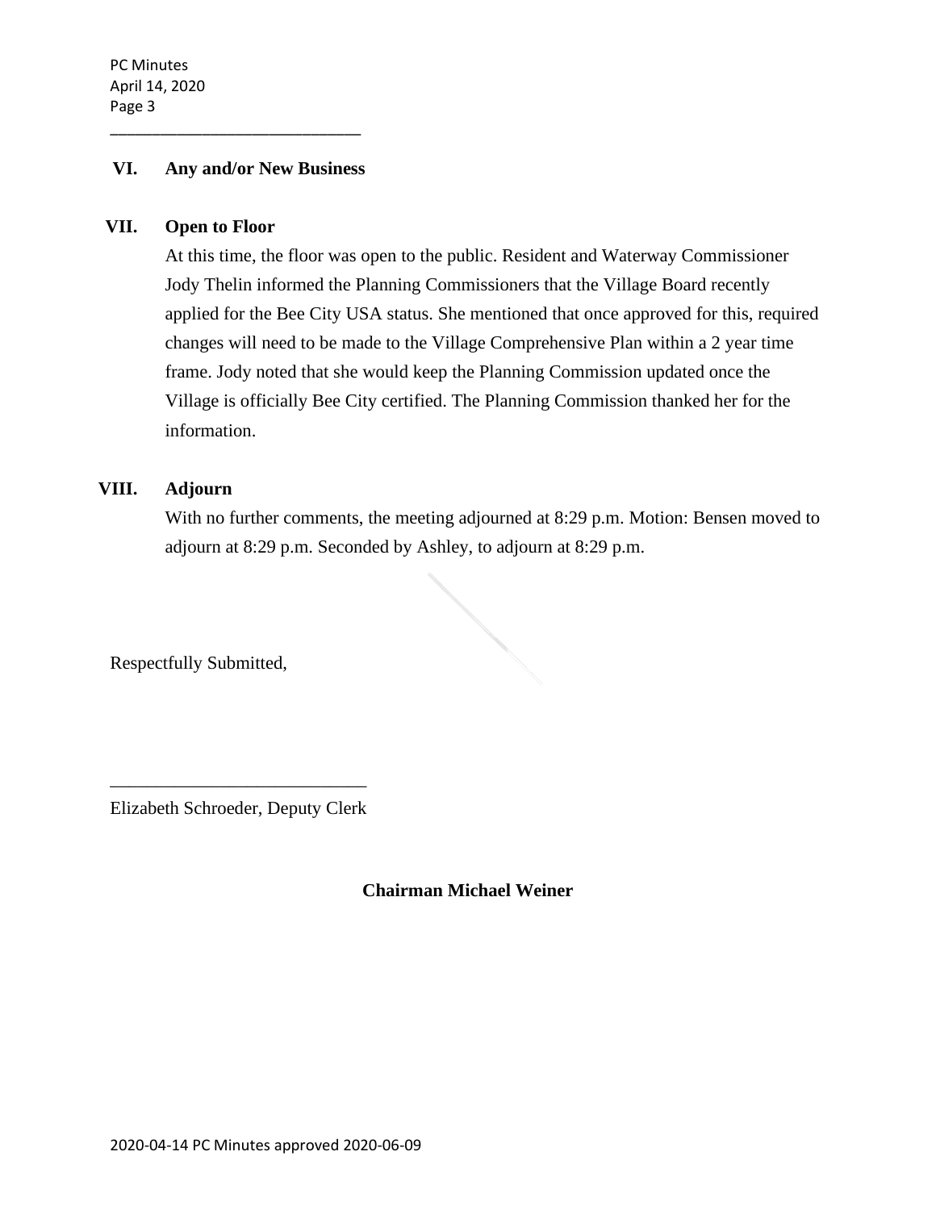## VI. Any and/or New Business

## VII. Open to Floor

At this time, the floor was open to the public. Resident and Waterway Commissioner Jody Thelin informed the Planning Commissioners that the Village Board recently applied for the Bee City USA status. She mentioned that once approved for this, required changes will need to be made to the Village Comprehensive Plan within a 2 year time frame. Jody noted that she would keep the Planning Commission updated once the Village is officially Bee City certified. The Planning Commission thanked her for the information.

## VIII. Adjourn

With no further comments, the meeting adjourned at 8:29 p.m. Motion: Bensen moved to adjourn at 8:29 p.m. Seconded by Ashley, to adjourn at 8:29 p.m.

Respectfully Submitted,

\_\_\_\_\_\_\_\_\_\_\_\_\_\_\_\_\_\_\_\_\_\_\_\_\_\_\_\_

Elizabeth Schroeder, Deputy Clerk

**Chairman Michael Weiner**

2020-04-14 PC Minutes approved 2020-06-09